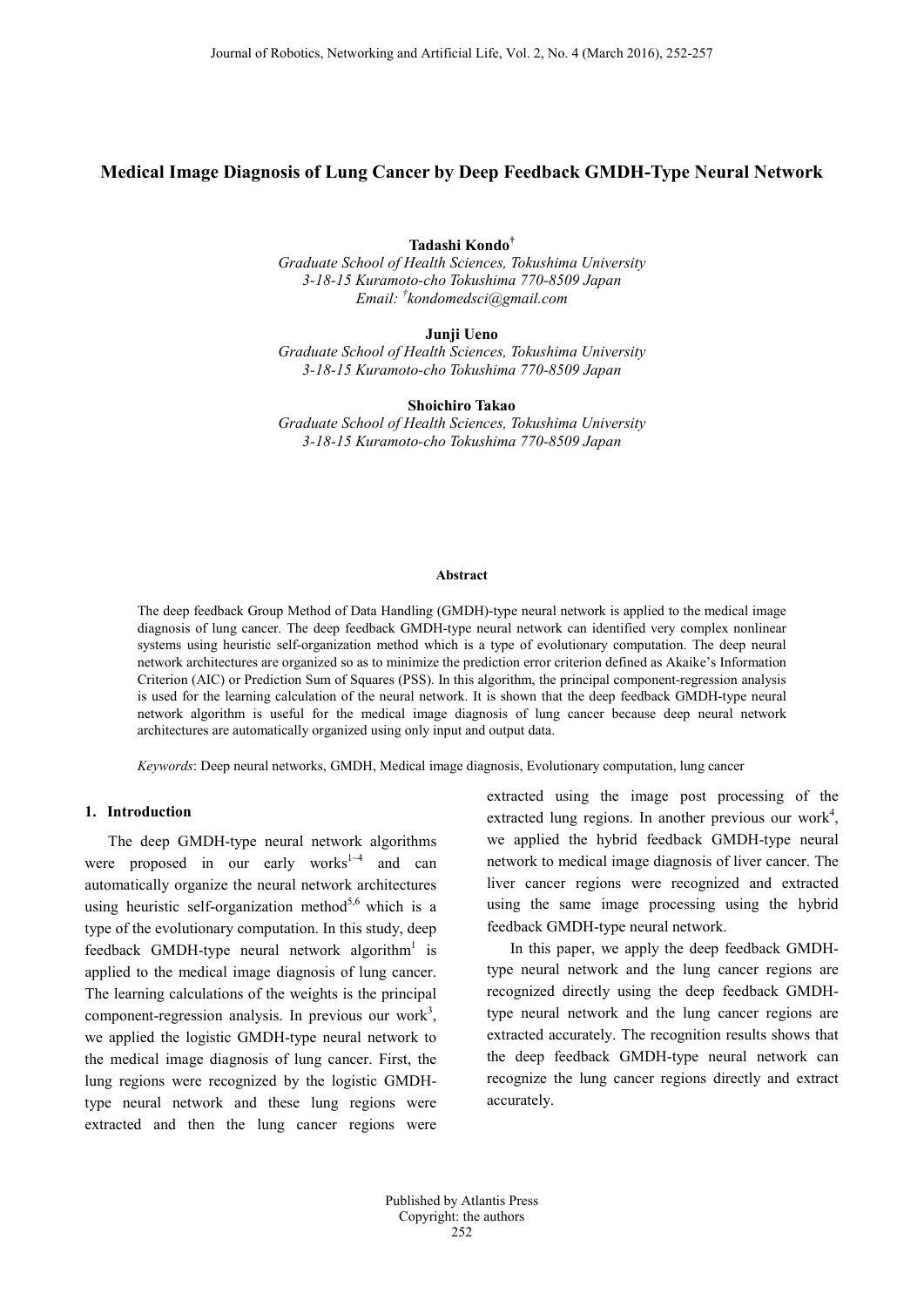# Medical Image Diagnosis of Lung Cancer by Deep Feedback GMDH-Type Neural Network

**Tadashi Kondo**[†]
*Graduate School of Health Sciences, Tokushima University*
*3-18-15 Kuramoto-cho Tokushima 770-8509 Japan*
*Email: [†]kondomedsci@gmail.com*

**Junji Ueno**
*Graduate School of Health Sciences, Tokushima University*
*3-18-15 Kuramoto-cho Tokushima 770-8509 Japan*

**Shoichiro Takao**
*Graduate School of Health Sciences, Tokushima University*
*3-18-15 Kuramoto-cho Tokushima 770-8509 Japan*

**Abstract**

The deep feedback Group Method of Data Handling (GMDH)-type neural network is applied to the medical image diagnosis of lung cancer. The deep feedback GMDH-type neural network can identified very complex nonlinear systems using heuristic self-organization method which is a type of evolutionary computation. The deep neural network architectures are organized so as to minimize the prediction error criterion defined as Akaike's Information Criterion (AIC) or Prediction Sum of Squares (PSS). In this algorithm, the principal component-regression analysis is used for the learning calculation of the neural network. It is shown that the deep feedback GMDH-type neural network algorithm is useful for the medical image diagnosis of lung cancer because deep neural network architectures are automatically organized using only input and output data.

*Keywords*: Deep neural networks, GMDH, Medical image diagnosis, Evolutionary computation, lung cancer

## 1. Introduction

The deep GMDH-type neural network algorithms were proposed in our early works[1~4] and can automatically organize the neural network architectures using heuristic self-organization method[5,6] which is a type of the evolutionary computation. In this study, deep feedback GMDH-type neural network algorithm[1] is applied to the medical image diagnosis of lung cancer. The learning calculations of the weights is the principal component-regression analysis. In previous our work[3], we applied the logistic GMDH-type neural network to the medical image diagnosis of lung cancer. First, the lung regions were recognized by the logistic GMDH-type neural network and these lung regions were extracted and then the lung cancer regions were extracted using the image post processing of the extracted lung regions. In another previous our work[4], we applied the hybrid feedback GMDH-type neural network to medical image diagnosis of liver cancer. The liver cancer regions were recognized and extracted using the same image processing using the hybrid feedback GMDH-type neural network.

In this paper, we apply the deep feedback GMDH-type neural network and the lung cancer regions are recognized directly using the deep feedback GMDH-type neural network and the lung cancer regions are extracted accurately. The recognition results shows that the deep feedback GMDH-type neural network can recognize the lung cancer regions directly and extract accurately.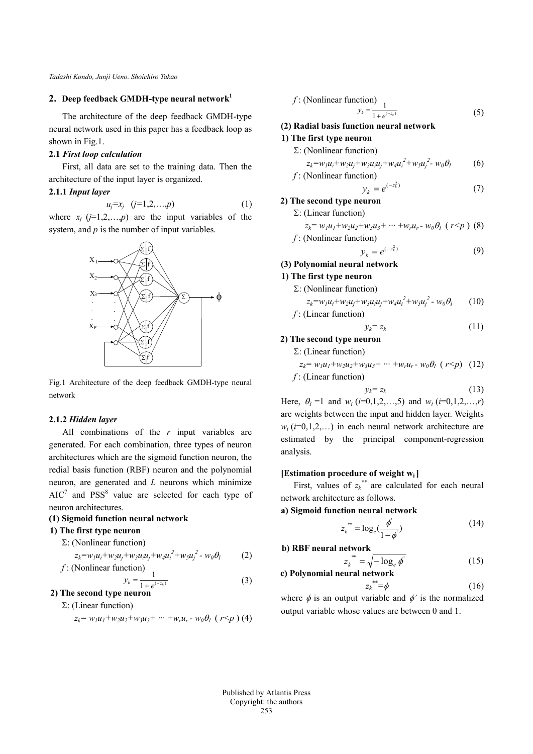## 2. Deep feedback GMDH-type neural network[1]

The architecture of the deep feedback GMDH-type neural network used in this paper has a feedback loop as shown in Fig.1.

### 2.1 *First loop calculation*

First, all data are set to the training data. Then the architecture of the input layer is organized.

#### 2.1.1 *Input layer*

$$u_j = x_j \quad (j=1,2,\ldots,p) \tag{1}$$

where $x_j$ ($j=1,2,\ldots,p$) are the input variables of the system, and $p$ is the number of input variables.

X1
X2
X3
XP
Σ f
Σ
ϕ

Fig.1 Architecture of the deep feedback GMDH-type neural network

#### 2.1.2 *Hidden layer*

All combinations of the $r$ input variables are generated. For each combination, three types of neuron architectures which are the sigmoid function neuron, the redial basis function (RBF) neuron and the polynomial neuron, are generated and $L$ neurons which minimize AIC[7] and PSS[8] value are selected for each type of neuron architectures.

**(1) Sigmoid function neural network**

**1) The first type neuron**

Σ: (Nonlinear function)

$$z_k = w_1u_i + w_2u_j + w_3u_iu_j + w_4u_i^2 + w_5u_j^2 - w_0\theta_1 \tag{2}$$

$f$ : (Nonlinear function)

$$y_k = \frac{1}{1+e^{(-z_k)}} \tag{3}$$

**2) The second type neuron**

Σ: (Linear function)

$$z_k = w_1u_1 + w_2u_2 + w_3u_3 + \cdots + w_ru_r - w_0\theta_1 \quad (r<p) \tag{4}$$

$f$ : (Nonlinear function)

$$y_k = \frac{1}{1+e^{(-z_k)}} \tag{5}$$

**(2) Radial basis function neural network**

**1) The first type neuron**

Σ: (Nonlinear function)

$$z_k = w_1u_i + w_2u_j + w_3u_iu_j + w_4u_i^2 + w_5u_j^2 - w_0\theta_1 \tag{6}$$

$f$ : (Nonlinear function)

$$y_k = e^{(-z_k^2)} \tag{7}$$

**2) The second type neuron**

Σ: (Linear function)

$$z_k = w_1u_1 + w_2u_2 + w_3u_3 + \cdots + w_ru_r - w_0\theta_1 \quad (r<p) \tag{8}$$

$f$ : (Nonlinear function)

$$y_k = e^{(-z_k^2)} \tag{9}$$

**(3) Polynomial neural network**

**1) The first type neuron**

Σ: (Nonlinear function)

$$z_k = w_1u_i + w_2u_j + w_3u_iu_j + w_4u_i^2 + w_5u_j^2 - w_0\theta_1 \tag{10}$$

$f$ : (Linear function)

$$y_k = z_k \tag{11}$$

**2) The second type neuron**

Σ: (Linear function)

$$z_k = w_1u_1 + w_2u_2 + w_3u_3 + \cdots + w_ru_r - w_0\theta_1 \quad (r<p) \tag{12}$$

$f$ : (Linear function)

$$y_k = z_k \tag{13}$$

Here, $\theta_1 = 1$ and $w_i$ ($i=0,1,2,\ldots,5$) and $w_i$ ($i=0,1,2,\ldots,r$) are weights between the input and hidden layer. Weights $w_i$ ($i=0,1,2,\ldots$) in each neural network architecture are estimated by the principal component-regression analysis.

**[Estimation procedure of weight $w_i$ ]**

First, values of $z_k^{**}$ are calculated for each neural network architecture as follows.

**a) Sigmoid function neural network**

$$z_k^{**} = \log_e\left(\frac{\phi'}{1-\phi'}\right) \tag{14}$$

**b) RBF neural network**

$$z_k^{**} = \sqrt{-\log_e \phi'} \tag{15}$$

**c) Polynomial neural network**

$$z_k^{**} = \phi \tag{16}$$

where $\phi$ is an output variable and $\phi'$ is the normalized output variable whose values are between 0 and 1.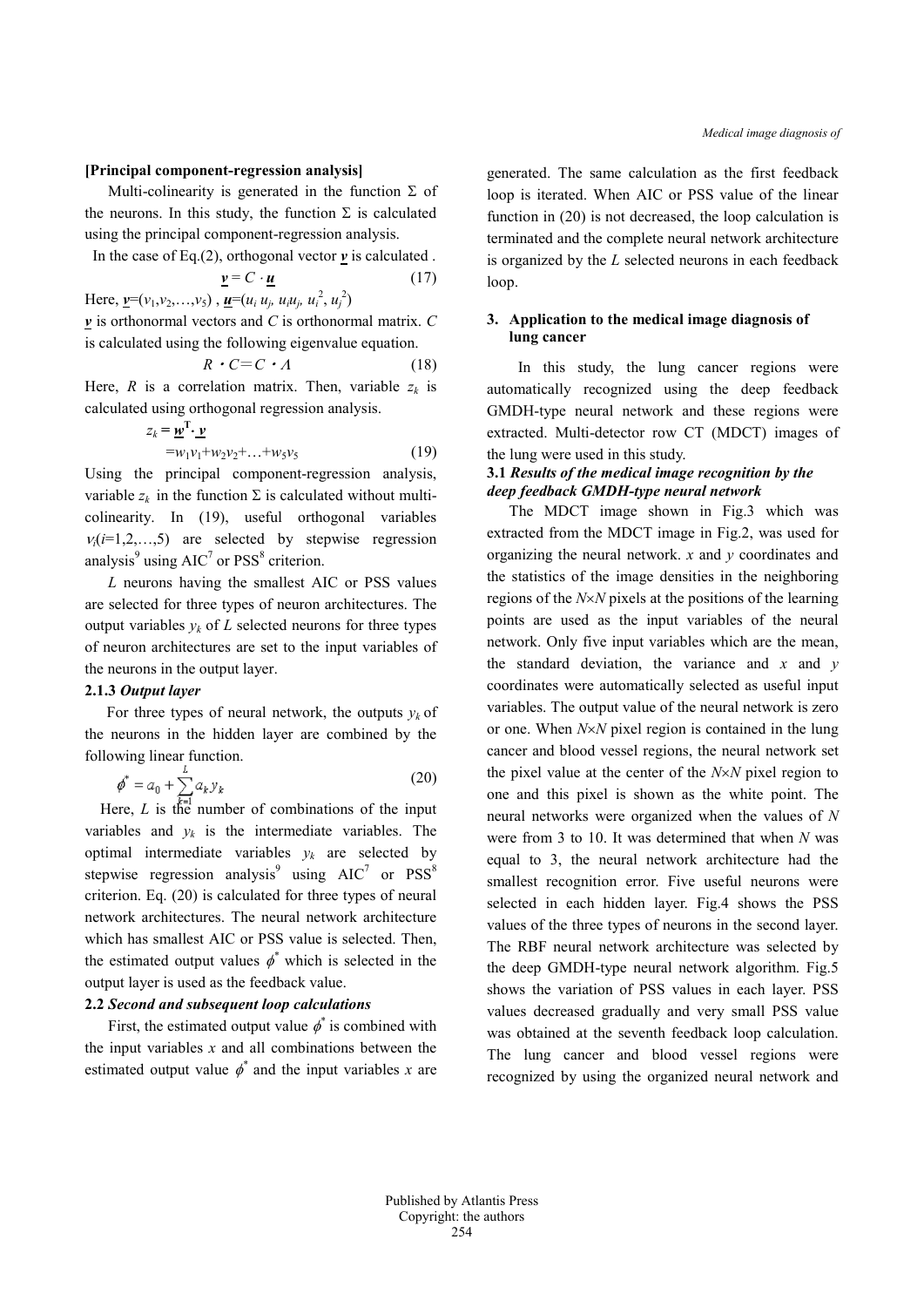**[Principal component-regression analysis]**

Multi-colinearity is generated in the function Σ of the neurons. In this study, the function Σ is calculated using the principal component-regression analysis.

In the case of Eq.(2), orthogonal vector $\underline{v}$ is calculated .

$$\underline{v} = C \cdot \underline{u} \tag{17}$$

Here, $\underline{v}=(v_1,v_2,\ldots,v_5)$ , $\underline{u}=(u_i\, u_j,\, u_iu_j,\, u_i^2,\, u_j^2)$

$\underline{v}$ is orthonormal vectors and $C$ is orthonormal matrix. $C$ is calculated using the following eigenvalue equation.

$$R \cdot C = C \cdot \Lambda \tag{18}$$

Here, $R$ is a correlation matrix. Then, variable $z_k$ is calculated using orthogonal regression analysis.

$$z_k = \underline{w}^{\mathrm{T}} \cdot \underline{v} = w_1 v_1 + w_2 v_2 + \ldots + w_5 v_5 \tag{19}$$

Using the principal component-regression analysis, variable $z_k$ in the function Σ is calculated without multi-colinearity. In (19), useful orthogonal variables $v_i(i=1,2,\ldots,5)$ are selected by stepwise regression analysis[9] using AIC[7] or PSS[8] criterion.

$L$ neurons having the smallest AIC or PSS values are selected for three types of neuron architectures. The output variables $y_k$ of $L$ selected neurons for three types of neuron architectures are set to the input variables of the neurons in the output layer.

### 2.1.3 *Output layer*

For three types of neural network, the outputs $y_k$ of the neurons in the hidden layer are combined by the following linear function.

$$\phi^* = a_0 + \sum_{k=1}^{L} a_k y_k \tag{20}$$

Here, $L$ is the number of combinations of the input variables and $y_k$ is the intermediate variables. The optimal intermediate variables $y_k$ are selected by stepwise regression analysis[9] using AIC[7] or PSS[8] criterion. Eq. (20) is calculated for three types of neural network architectures. The neural network architecture which has smallest AIC or PSS value is selected. Then, the estimated output values $\phi^*$ which is selected in the output layer is used as the feedback value.

### 2.2 *Second and subsequent loop calculations*

First, the estimated output value $\phi^*$ is combined with the input variables $x$ and all combinations between the estimated output value $\phi^*$ and the input variables $x$ are generated. The same calculation as the first feedback loop is iterated. When AIC or PSS value of the linear function in (20) is not decreased, the loop calculation is terminated and the complete neural network architecture is organized by the $L$ selected neurons in each feedback loop.

## 3. Application to the medical image diagnosis of lung cancer

In this study, the lung cancer regions were automatically recognized using the deep feedback GMDH-type neural network and these regions were extracted. Multi-detector row CT (MDCT) images of the lung were used in this study.

### 3.1 *Results of the medical image recognition by the deep feedback GMDH-type neural network*

The MDCT image shown in Fig.3 which was extracted from the MDCT image in Fig.2, was used for organizing the neural network. $x$ and $y$ coordinates and the statistics of the image densities in the neighboring regions of the $N \times N$ pixels at the positions of the learning points are used as the input variables of the neural network. Only five input variables which are the mean, the standard deviation, the variance and $x$ and $y$ coordinates were automatically selected as useful input variables. The output value of the neural network is zero or one. When $N \times N$ pixel region is contained in the lung cancer and blood vessel regions, the neural network set the pixel value at the center of the $N \times N$ pixel region to one and this pixel is shown as the white point. The neural networks were organized when the values of $N$ were from 3 to 10. It was determined that when $N$ was equal to 3, the neural network architecture had the smallest recognition error. Five useful neurons were selected in each hidden layer. Fig.4 shows the PSS values of the three types of neurons in the second layer. The RBF neural network architecture was selected by the deep GMDH-type neural network algorithm. Fig.5 shows the variation of PSS values in each layer. PSS values decreased gradually and very small PSS value was obtained at the seventh feedback loop calculation. The lung cancer and blood vessel regions were recognized by using the organized neural network and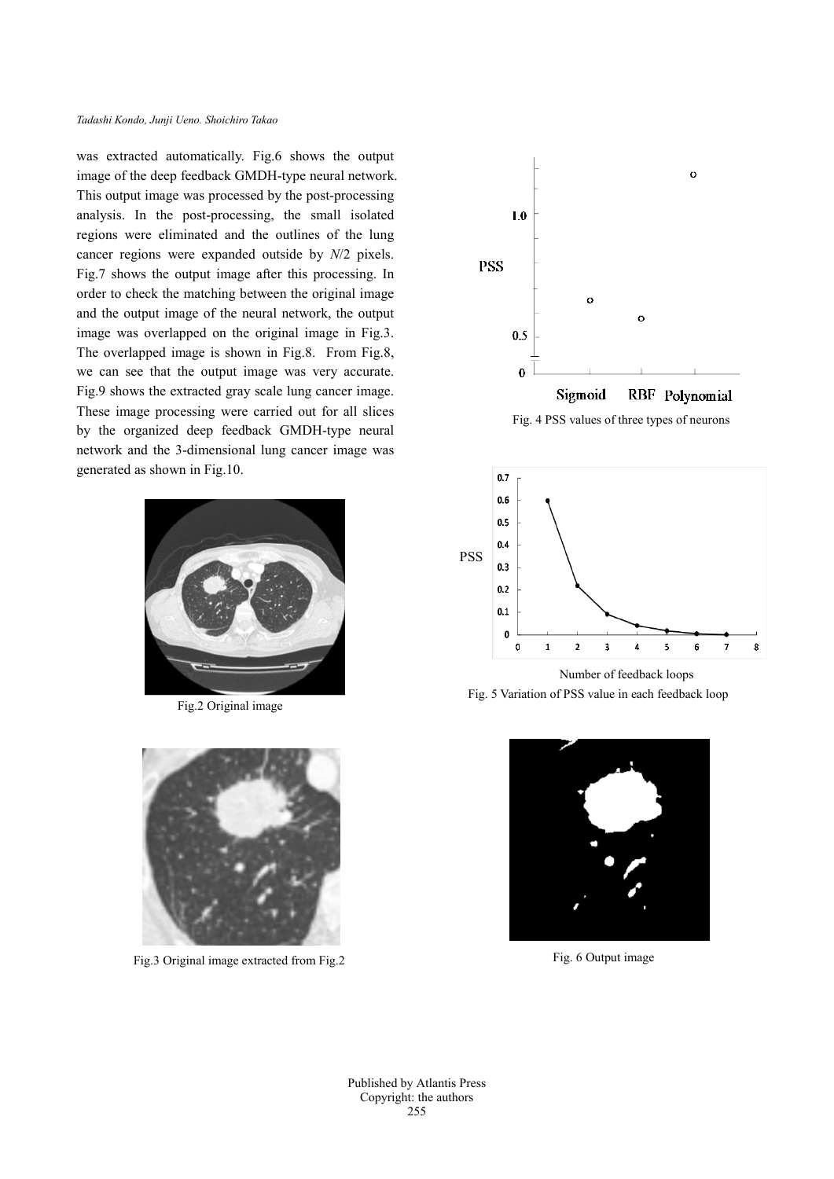was extracted automatically. Fig.6 shows the output image of the deep feedback GMDH-type neural network. This output image was processed by the post-processing analysis. In the post-processing, the small isolated regions were eliminated and the outlines of the lung cancer regions were expanded outside by *N*/2 pixels. Fig.7 shows the output image after this processing. In order to check the matching between the original image and the output image of the neural network, the output image was overlapped on the original image in Fig.3. The overlapped image is shown in Fig.8. From Fig.8, we can see that the output image was very accurate. Fig.9 shows the extracted gray scale lung cancer image. These image processing were carried out for all slices by the organized deep feedback GMDH-type neural network and the 3-dimensional lung cancer image was generated as shown in Fig.10.

Fig.2 Original image

Fig.3 Original image extracted from Fig.2

PSS

1.0

0.5

0

Sigmoid RBF Polynomial

Fig. 4 PSS values of three types of neurons

PSS

0.7
0.6
0.5
0.4
0.3
0.2
0.1
0

0 1 2 3 4 5 6 7 8

Number of feedback loops

Fig. 5 Variation of PSS value in each feedback loop

Fig. 6 Output image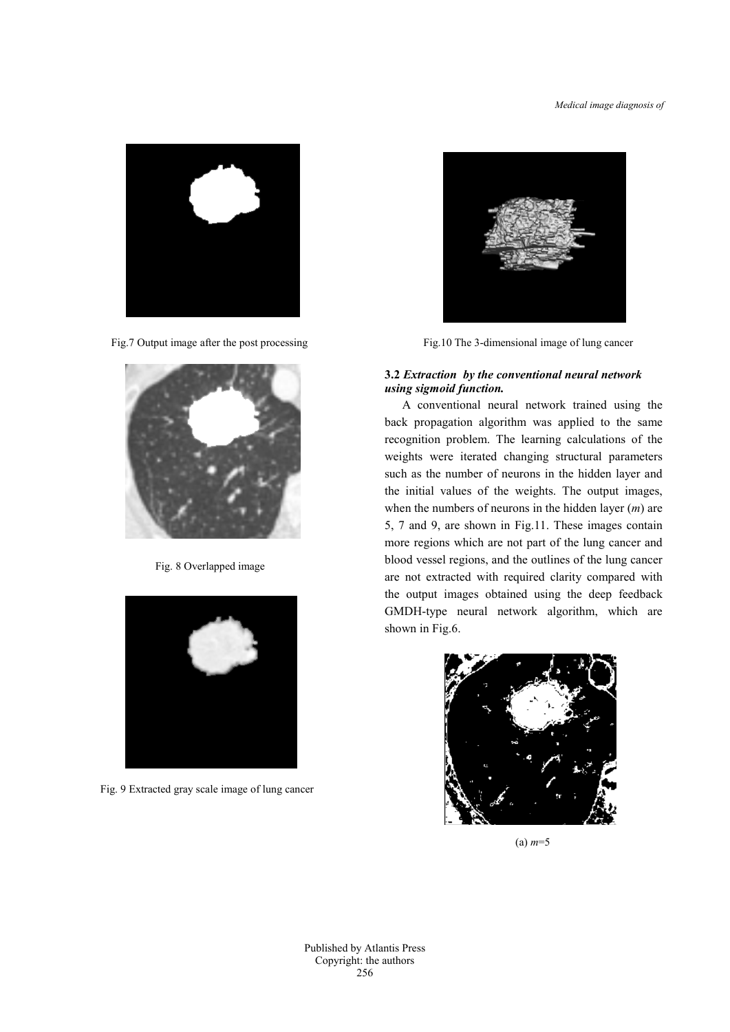Fig.7 Output image after the post processing

Fig. 8 Overlapped image

Fig. 9 Extracted gray scale image of lung cancer

Fig.10 The 3-dimensional image of lung cancer

### 3.2 *Extraction by the conventional neural network using sigmoid function.*

A conventional neural network trained using the back propagation algorithm was applied to the same recognition problem. The learning calculations of the weights were iterated changing structural parameters such as the number of neurons in the hidden layer and the initial values of the weights. The output images, when the numbers of neurons in the hidden layer ($m$) are 5, 7 and 9, are shown in Fig.11. These images contain more regions which are not part of the lung cancer and blood vessel regions, and the outlines of the lung cancer are not extracted with required clarity compared with the output images obtained using the deep feedback GMDH-type neural network algorithm, which are shown in Fig.6.

(a) $m$=5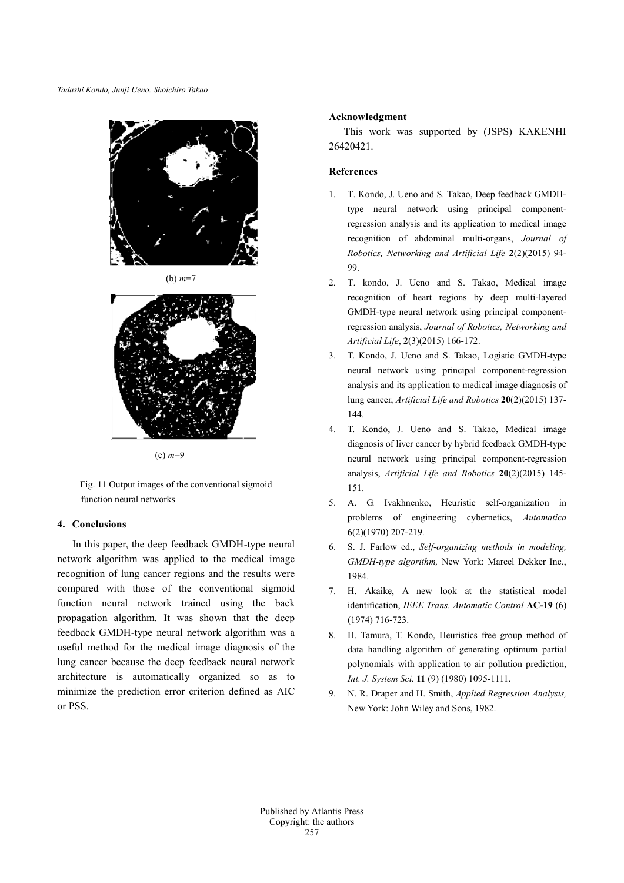(b) $m$=7

(c) $m$=9

Fig. 11 Output images of the conventional sigmoid function neural networks

## 4. Conclusions

In this paper, the deep feedback GMDH-type neural network algorithm was applied to the medical image recognition of lung cancer regions and the results were compared with those of the conventional sigmoid function neural network trained using the back propagation algorithm. It was shown that the deep feedback GMDH-type neural network algorithm was a useful method for the medical image diagnosis of the lung cancer because the deep feedback neural network architecture is automatically organized so as to minimize the prediction error criterion defined as AIC or PSS.

## Acknowledgment

This work was supported by (JSPS) KAKENHI 26420421.

## References

1. T. Kondo, J. Ueno and S. Takao, Deep feedback GMDH-type neural network using principal component-regression analysis and its application to medical image recognition of abdominal multi-organs, *Journal of Robotics, Networking and Artificial Life* **2**(2)(2015) 94-99.
2. T. kondo, J. Ueno and S. Takao, Medical image recognition of heart regions by deep multi-layered GMDH-type neural network using principal component-regression analysis, *Journal of Robotics, Networking and Artificial Life*, **2**(3)(2015) 166-172.
3. T. Kondo, J. Ueno and S. Takao, Logistic GMDH-type neural network using principal component-regression analysis and its application to medical image diagnosis of lung cancer, *Artificial Life and Robotics* **20**(2)(2015) 137-144.
4. T. Kondo, J. Ueno and S. Takao, Medical image diagnosis of liver cancer by hybrid feedback GMDH-type neural network using principal component-regression analysis, *Artificial Life and Robotics* **20**(2)(2015) 145-151.
5. A. G. Ivakhnenko, Heuristic self-organization in problems of engineering cybernetics, *Automatica* **6**(2)(1970) 207-219.
6. S. J. Farlow ed., *Self-organizing methods in modeling, GMDH-type algorithm,* New York: Marcel Dekker Inc., 1984.
7. H. Akaike, A new look at the statistical model identification, *IEEE Trans. Automatic Control* **AC-19** (6) (1974) 716-723.
8. H. Tamura, T. Kondo, Heuristics free group method of data handling algorithm of generating optimum partial polynomials with application to air pollution prediction, *Int. J. System Sci.* **11** (9) (1980) 1095-1111.
9. N. R. Draper and H. Smith, *Applied Regression Analysis,* New York: John Wiley and Sons, 1982.